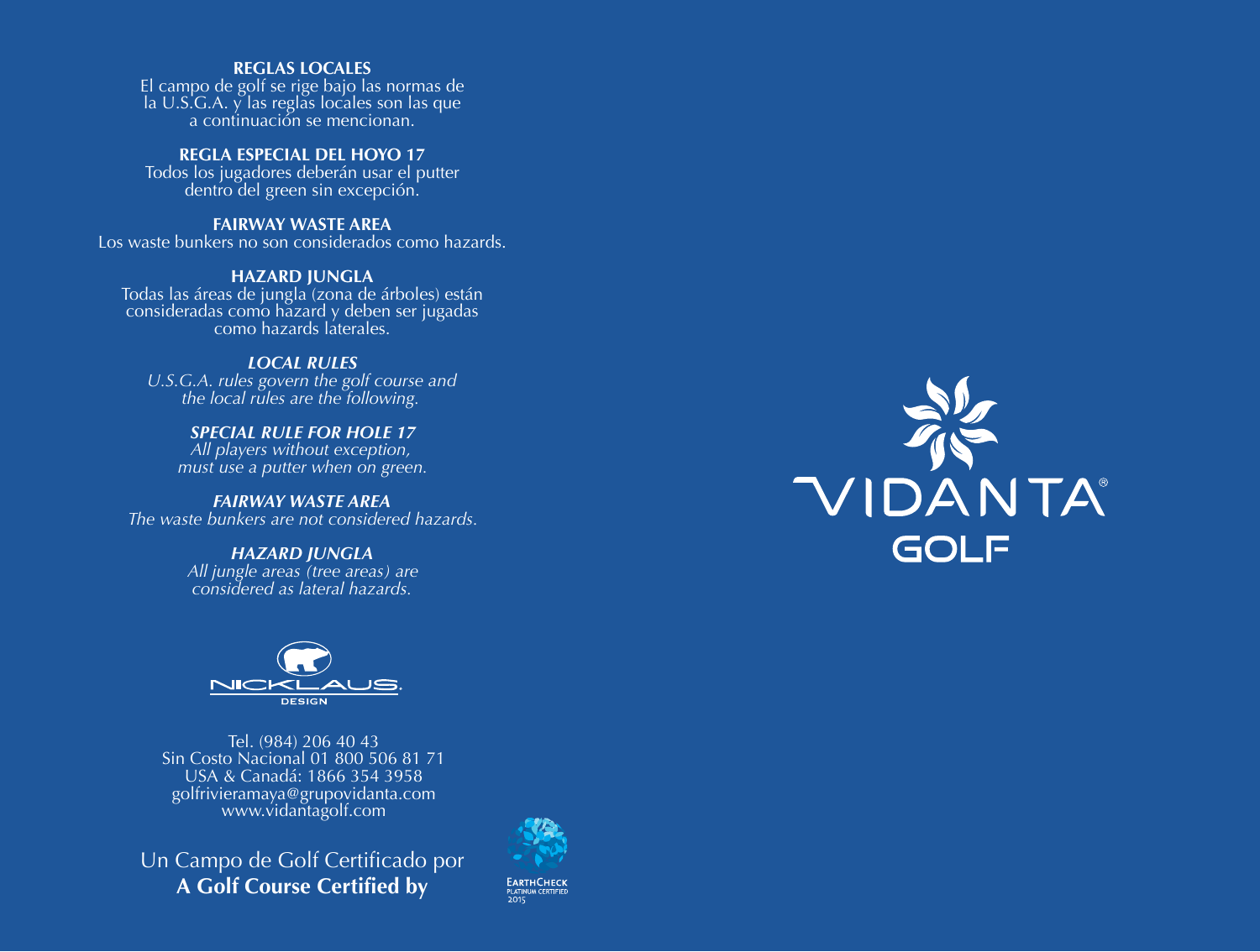## REGLAS LOCALES

El campo de golf se rige bajo las normas de la U.S.G.A. y las reglas locales son las que a continuación se mencionan.

## REGLA ESPECIAL DEL HOYO 17

Todos los jugadores deberán usar el putter dentro del green sin excepción.

## FAIRWAY WASTE AREA

Los waste bunkers no son considerados como hazards.

## HAZARD JUNGLA

Todas las áreas de jungla (zona de árboles) están consideradas como hazard y deben ser jugadas como hazards laterales.

## *LOCAL RULES*

*U.S.G.A. rules govern the golf course and the local rules are the following.*

## *SPECIAL RULE FOR HOLE 17*

*All players without exception, must use a putter when on green.*

## *FAIRWAY WASTE AREA*

*The waste bunkers are not considered hazards.*

## *HAZARD JUNGLA*

*All jungle areas (tree areas) are considered as lateral hazards.*

NICKLAUS. DESIGN

Tel. (984) 206 40 43
Sin Costo Nacional 01 800 506 81 71
USA & Canadá: 1866 354 3958
golfrivieramaya@grupovidanta.com
www.vidantagolf.com

Un Campo de Golf Certificado por
**A Golf Course Certified by**

EARTHCHECK
PLATINUM CERTIFIED
2015

VIDANTA®
GOLF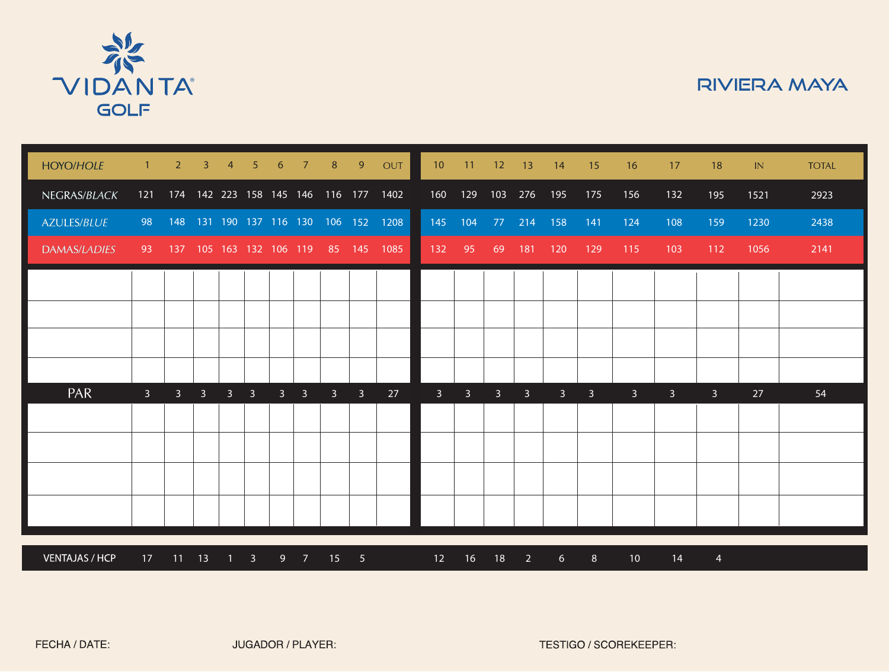# VIDANTA GOLF

## RIVIERA MAYA

| HOYO/*HOLE* | 1 | 2 | 3 | 4 | 5 | 6 | 7 | 8 | 9 | OUT | 10 | 11 | 12 | 13 | 14 | 15 | 16 | 17 | 18 | IN | TOTAL |
|---|---|---|---|---|---|---|---|---|---|---|---|---|---|---|---|---|---|---|---|---|---|
| NEGRAS/*BLACK* | 121 | 174 | 142 | 223 | 158 | 145 | 146 | 116 | 177 | 1402 | 160 | 129 | 103 | 276 | 195 | 175 | 156 | 132 | 195 | 1521 | 2923 |
| AZULES/*BLUE* | 98 | 148 | 131 | 190 | 137 | 116 | 130 | 106 | 152 | 1208 | 145 | 104 | 77 | 214 | 158 | 141 | 124 | 108 | 159 | 1230 | 2438 |
| DAMAS/*LADIES* | 93 | 137 | 105 | 163 | 132 | 106 | 119 | 85 | 145 | 1085 | 132 | 95 | 69 | 181 | 120 | 129 | 115 | 103 | 112 | 1056 | 2141 |
| | | | | | | | | | | | | | | | | | | | | | |
| | | | | | | | | | | | | | | | | | | | | | |
| | | | | | | | | | | | | | | | | | | | | | |
| | | | | | | | | | | | | | | | | | | | | | |
| PAR | 3 | 3 | 3 | 3 | 3 | 3 | 3 | 3 | 3 | 27 | 3 | 3 | 3 | 3 | 3 | 3 | 3 | 3 | 3 | 27 | 54 |
| | | | | | | | | | | | | | | | | | | | | | |
| | | | | | | | | | | | | | | | | | | | | | |
| | | | | | | | | | | | | | | | | | | | | | |
| | | | | | | | | | | | | | | | | | | | | | |
| VENTAJAS / HCP | 17 | 11 | 13 | 1 | 3 | 9 | 7 | 15 | 5 | | 12 | 16 | 18 | 2 | 6 | 8 | 10 | 14 | 4 | | |

FECHA / DATE:

JUGADOR / PLAYER:

TESTIGO / SCOREKEEPER: